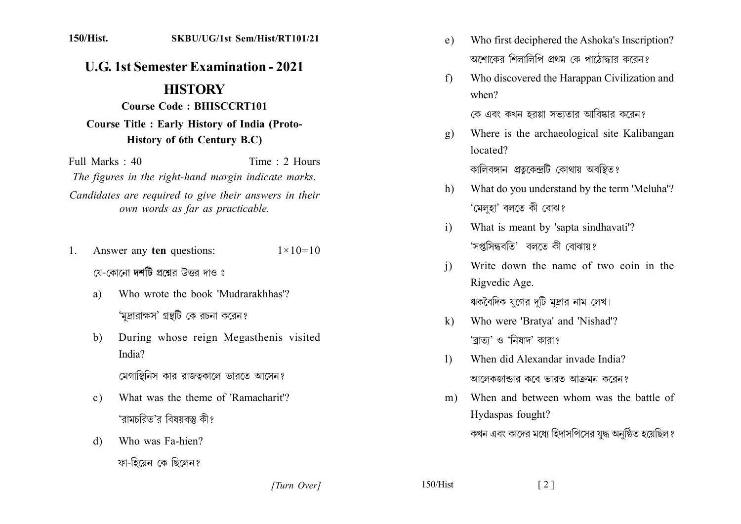150/Hist.　　　　　SKBU/UG/1st Sem/Hist/RT101/21

# U.G. 1st Semester Examination - 2021

## HISTORY

**Course Code : BHISCCRT101**

**Course Title : Early History of India (Proto-History of 6th Century B.C)**

Full Marks : 40　　　　　Time : 2 Hours

*The figures in the right-hand margin indicate marks.*

*Candidates are required to give their answers in their own words as far as practicable.*

1. Answer any **ten** questions: $1 \times 10 = 10$

   যে-কোনো **দশটি** প্রশ্নের উত্তর দাও ঃ

   a) Who wrote the book 'Mudrarakhhas'?

   'মুদ্রারাক্ষস' গ্রন্থটি কে রচনা করেন?

   b) During whose reign Megasthenis visited India?

   মেগাস্থিনিস কার রাজত্বকালে ভারতে আসেন?

   c) What was the theme of 'Ramacharit'?

   'রামচরিত'র বিষয়বস্তু কী?

   d) Who was Fa-hien?

   ফা-হিয়েন কে ছিলেন?

   e) Who first deciphered the Ashoka's Inscription?

   অশোকের শিলালিপি প্রথম কে পাঠোদ্ধার করেন?

   f) Who discovered the Harappan Civilization and when?

   কে এবং কখন হরপ্পা সভ্যতার আবিষ্কার করেন?

   g) Where is the archaeological site Kalibangan located?

   কালিবঙ্গান প্রত্নকেন্দ্রটি কোথায় অবস্থিত?

   h) What do you understand by the term 'Meluha'?

   'মেলুহা' বলতে কী বোঝ?

   i) What is meant by 'sapta sindhavati'?

   'সপ্তসিন্ধবতি' বলতে কী বোঝায়?

   j) Write down the name of two coin in the Rigvedic Age.

   ঋকবৈদিক যুগের দুটি মুদ্রার নাম লেখ।

   k) Who were 'Bratya' and 'Nishad'?

   'ব্রাত্য' ও 'নিষাদ' কারা?

   l) When did Alexandar invade India?

   আলেকজান্ডার কবে ভারত আক্রমন করেন?

   m) When and between whom was the battle of Hydaspas fought?

   কখন এবং কাদের মধ্যে হিদাসপিসের যুদ্ধ অনুষ্ঠিত হয়েছিল?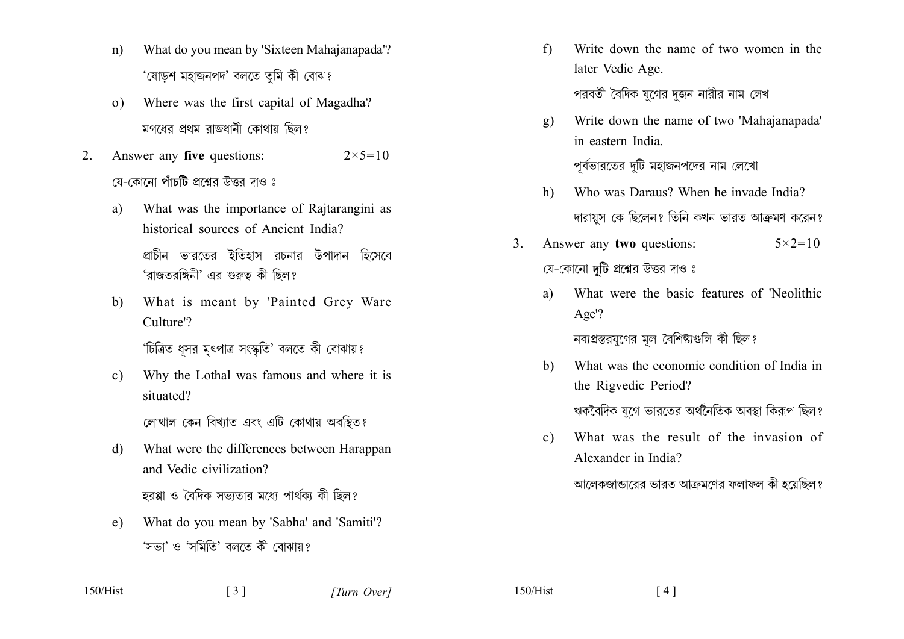n) What do you mean by 'Sixteen Mahajanapada'?

‘ষোড়শ মহাজনপদ’ বলতে তুমি কী বোঝ?

o) Where was the first capital of Magadha?

মগধের প্রথম রাজধানী কোথায় ছিল?

2. Answer any **five** questions: $2 \times 5 = 10$

যে-কোনো **পাঁচটি** প্রশ্নের উত্তর দাও ঃ

a) What was the importance of Rajtarangini as historical sources of Ancient India?

প্রাচীন ভারতের ইতিহাস রচনার উপাদান হিসেবে ‘রাজতরঙ্গিনী’ এর গুরুত্ব কী ছিল?

b) What is meant by 'Painted Grey Ware Culture'?

‘চিত্রিত ধূসর মৃৎপাত্র সংস্কৃতি’ বলতে কী বোঝায়?

c) Why the Lothal was famous and where it is situated?

লোথাল কেন বিখ্যাত এবং এটি কোথায় অবস্থিত?

d) What were the differences between Harappan and Vedic civilization?

হরপ্পা ও বৈদিক সভ্যতার মধ্যে পার্থক্য কী ছিল?

e) What do you mean by 'Sabha' and 'Samiti'?

‘সভা’ ও ‘সমিতি’ বলতে কী বোঝায়?

f) Write down the name of two women in the later Vedic Age.

পরবর্তী বৈদিক যুগের দুজন নারীর নাম লেখ।

g) Write down the name of two 'Mahajanapada' in eastern India.

পূর্বভারতের দুটি মহাজনপদের নাম লেখো।

h) Who was Daraus? When he invade India?

দারায়ুস কে ছিলেন? তিনি কখন ভারত আক্রমণ করেন?

3. Answer any **two** questions: $5 \times 2 = 10$

যে-কোনো **দুটি** প্রশ্নের উত্তর দাও ঃ

a) What were the basic features of 'Neolithic Age'?

নব্যপ্রস্তরযুগের মূল বৈশিষ্ট্যগুলি কী ছিল?

b) What was the economic condition of India in the Rigvedic Period?

ঋকবৈদিক যুগে ভারতের অর্থনৈতিক অবস্থা কিরূপ ছিল?

c) What was the result of the invasion of Alexander in India?

আলেকজান্ডারের ভারত আক্রমণের ফলাফল কী হয়েছিল?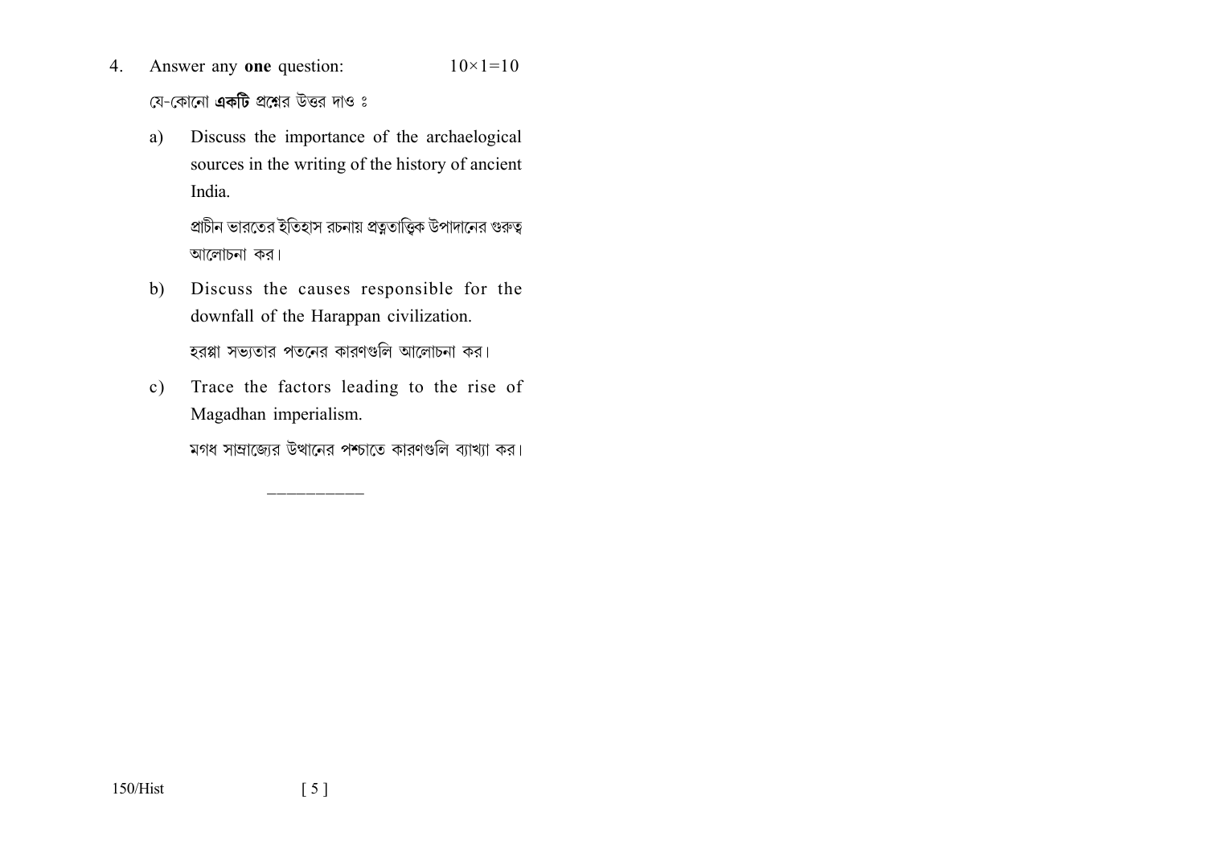4. Answer any **one** question: $10 \times 1 = 10$

যে-কোনো **একটি** প্রশ্নের উত্তর দাও ঃ

a) Discuss the importance of the archaelogical sources in the writing of the history of ancient India.

প্রাচীন ভারতের ইতিহাস রচনায় প্রত্নতাত্ত্বিক উপাদানের গুরুত্ব আলোচনা কর।

b) Discuss the causes responsible for the downfall of the Harappan civilization.

হরপ্পা সভ্যতার পতনের কারণগুলি আলোচনা কর।

c) Trace the factors leading to the rise of Magadhan imperialism.

মগধ সাম্রাজ্যের উত্থানের পশ্চাতে কারণগুলি ব্যাখ্যা কর।

———————